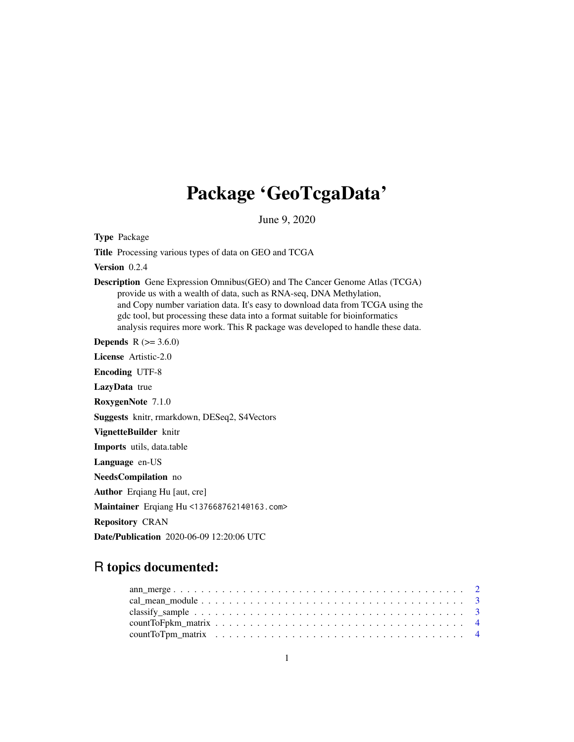# Package 'GeoTcgaData'

June 9, 2020

**Type** Package

**Title** Processing various types of data on GEO and TCGA

**Version** 0.2.4

**Description** Gene Expression Omnibus(GEO) and The Cancer Genome Atlas (TCGA) provide us with a wealth of data, such as RNA-seq, DNA Methylation, and Copy number variation data. It's easy to download data from TCGA using the gdc tool, but processing these data into a format suitable for bioinformatics analysis requires more work. This R package was developed to handle these data.

**Depends** R (>= 3.6.0)

**License** Artistic-2.0

**Encoding** UTF-8

**LazyData** true

**RoxygenNote** 7.1.0

**Suggests** knitr, rmarkdown, DESeq2, S4Vectors

**VignetteBuilder** knitr

**Imports** utils, data.table

**Language** en-US

**NeedsCompilation** no

**Author** Erqiang Hu [aut, cre]

**Maintainer** Erqiang Hu <13766876214@163.com>

**Repository** CRAN

**Date/Publication** 2020-06-09 12:20:06 UTC

## R topics documented:

- ann_merge . . . . . . . . . . . . . . . . . . . . . . . . . . . . . . . . . . . . . . . 2
- cal_mean_module . . . . . . . . . . . . . . . . . . . . . . . . . . . . . . . . . . . 3
- classify_sample . . . . . . . . . . . . . . . . . . . . . . . . . . . . . . . . . . . . 3
- countToFpkm_matrix . . . . . . . . . . . . . . . . . . . . . . . . . . . . . . . . . 4
- countToTpm_matrix . . . . . . . . . . . . . . . . . . . . . . . . . . . . . . . . . . 4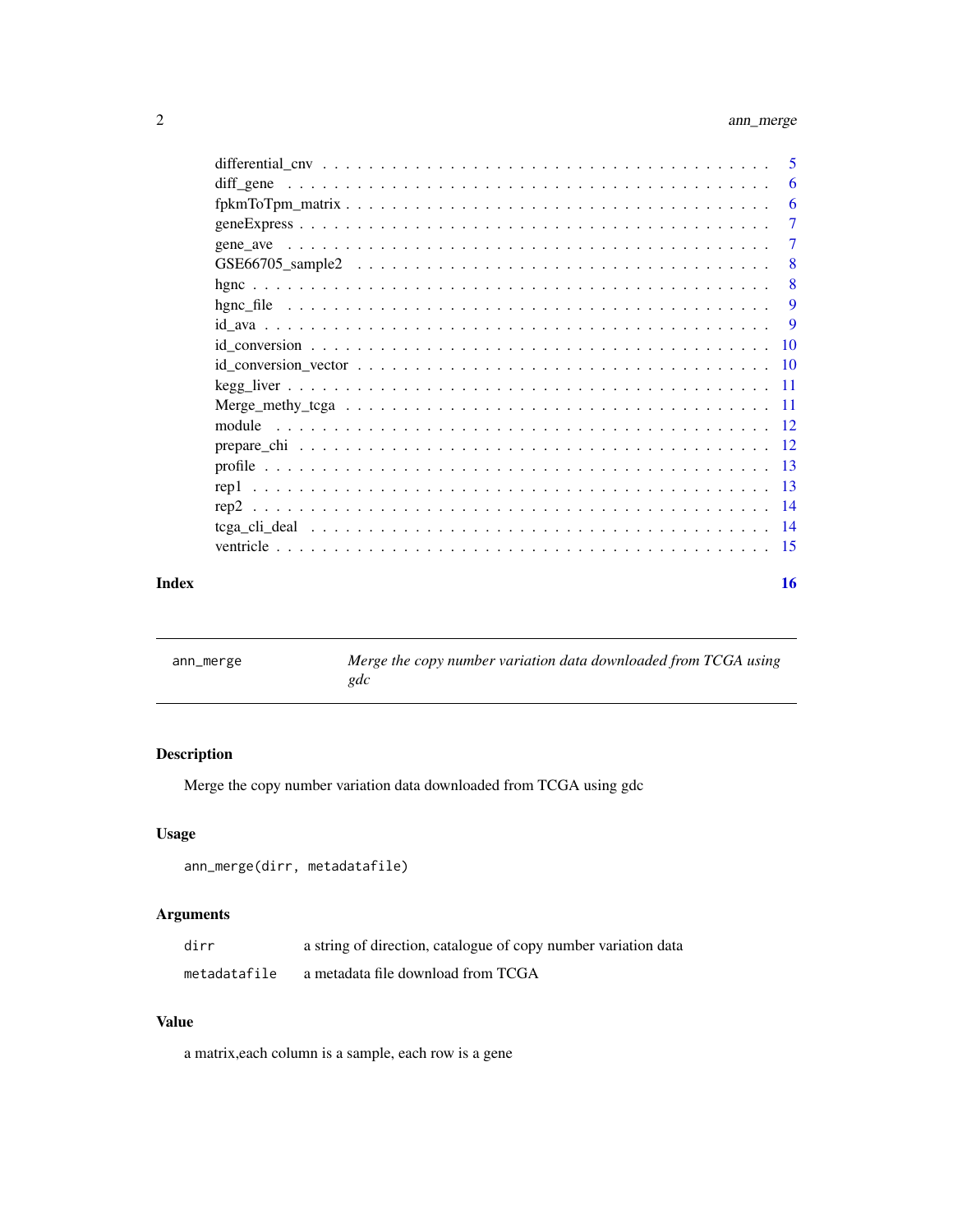| | |
|---|---|
| differential_cnv | 5 |
| diff_gene | 6 |
| fpkmToTpm_matrix | 6 |
| geneExpress | 7 |
| gene_ave | 7 |
| GSE66705_sample2 | 8 |
| hgnc | 8 |
| hgnc_file | 9 |
| id_ava | 9 |
| id_conversion | 10 |
| id_conversion_vector | 10 |
| kegg_liver | 11 |
| Merge_methy_tcga | 11 |
| module | 12 |
| prepare_chi | 12 |
| profile | 13 |
| rep1 | 13 |
| rep2 | 14 |
| tcga_cli_deal | 14 |
| ventricle | 15 |

**Index** **16**

---

`ann_merge` *Merge the copy number variation data downloaded from TCGA using gdc*

---

## Description

Merge the copy number variation data downloaded from TCGA using gdc

## Usage

```
ann_merge(dirr, metadatafile)
```

## Arguments

| | |
|---|---|
| `dirr` | a string of direction, catalogue of copy number variation data |
| `metadatafile` | a metadata file download from TCGA |

## Value

a matrix,each column is a sample, each row is a gene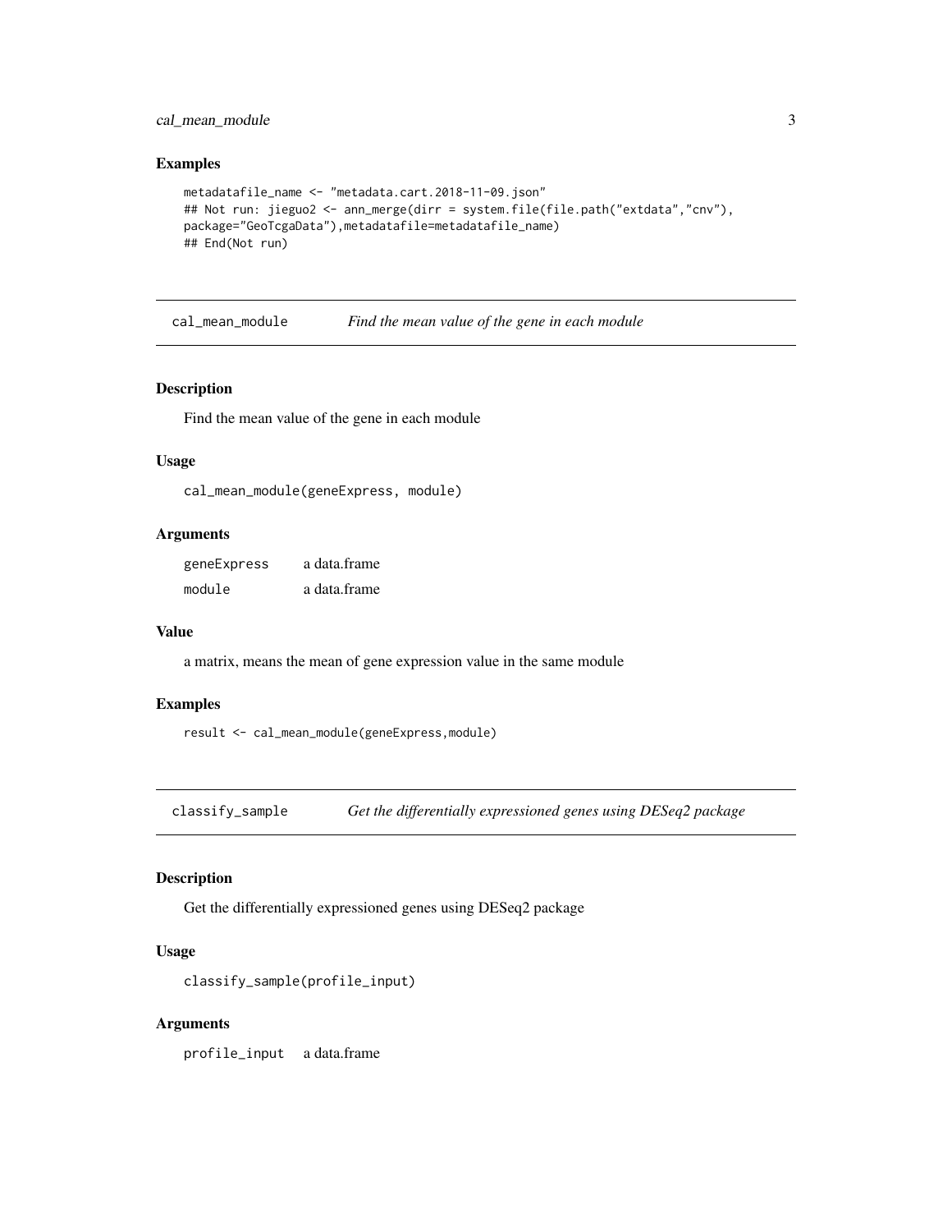### Examples

```
metadatafile_name <- "metadata.cart.2018-11-09.json"
## Not run: jieguo2 <- ann_merge(dirr = system.file(file.path("extdata","cnv"),
package="GeoTcgaData"),metadatafile=metadatafile_name)
## End(Not run)
```

---

## cal_mean_module — *Find the mean value of the gene in each module*

### Description

Find the mean value of the gene in each module

### Usage

```
cal_mean_module(geneExpress, module)
```

### Arguments

| | |
|---|---|
| `geneExpress` | a data.frame |
| `module` | a data.frame |

### Value

a matrix, means the mean of gene expression value in the same module

### Examples

```
result <- cal_mean_module(geneExpress,module)
```

---

## classify_sample — *Get the differentially expressioned genes using DESeq2 package*

### Description

Get the differentially expressioned genes using DESeq2 package

### Usage

```
classify_sample(profile_input)
```

### Arguments

| | |
|---|---|
| `profile_input` | a data.frame |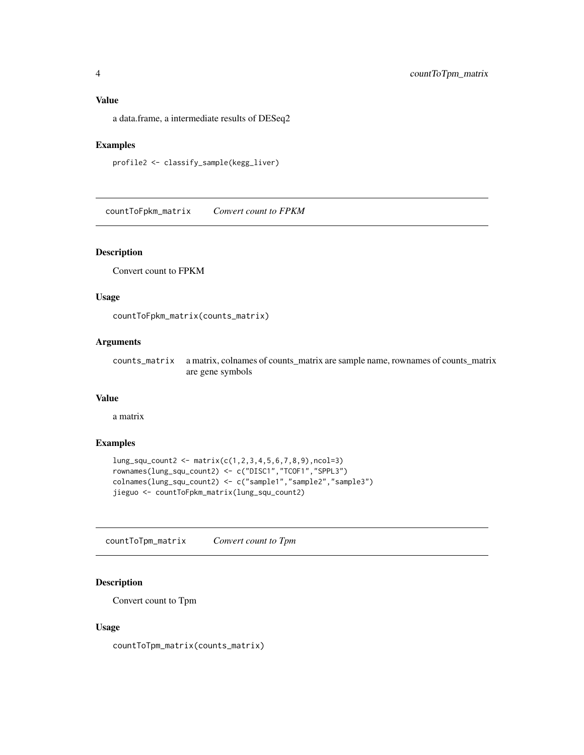### Value

a data.frame, a intermediate results of DESeq2

### Examples

```
profile2 <- classify_sample(kegg_liver)
```

---

## countToFpkm_matrix — *Convert count to FPKM*

### Description

Convert count to FPKM

### Usage

```
countToFpkm_matrix(counts_matrix)
```

### Arguments

| | |
|---|---|
| counts_matrix | a matrix, colnames of counts_matrix are sample name, rownames of counts_matrix are gene symbols |

### Value

a matrix

### Examples

```
lung_squ_count2 <- matrix(c(1,2,3,4,5,6,7,8,9),ncol=3)
rownames(lung_squ_count2) <- c("DISC1","TCOF1","SPPL3")
colnames(lung_squ_count2) <- c("sample1","sample2","sample3")
jieguo <- countToFpkm_matrix(lung_squ_count2)
```

---

## countToTpm_matrix — *Convert count to Tpm*

### Description

Convert count to Tpm

### Usage

```
countToTpm_matrix(counts_matrix)
```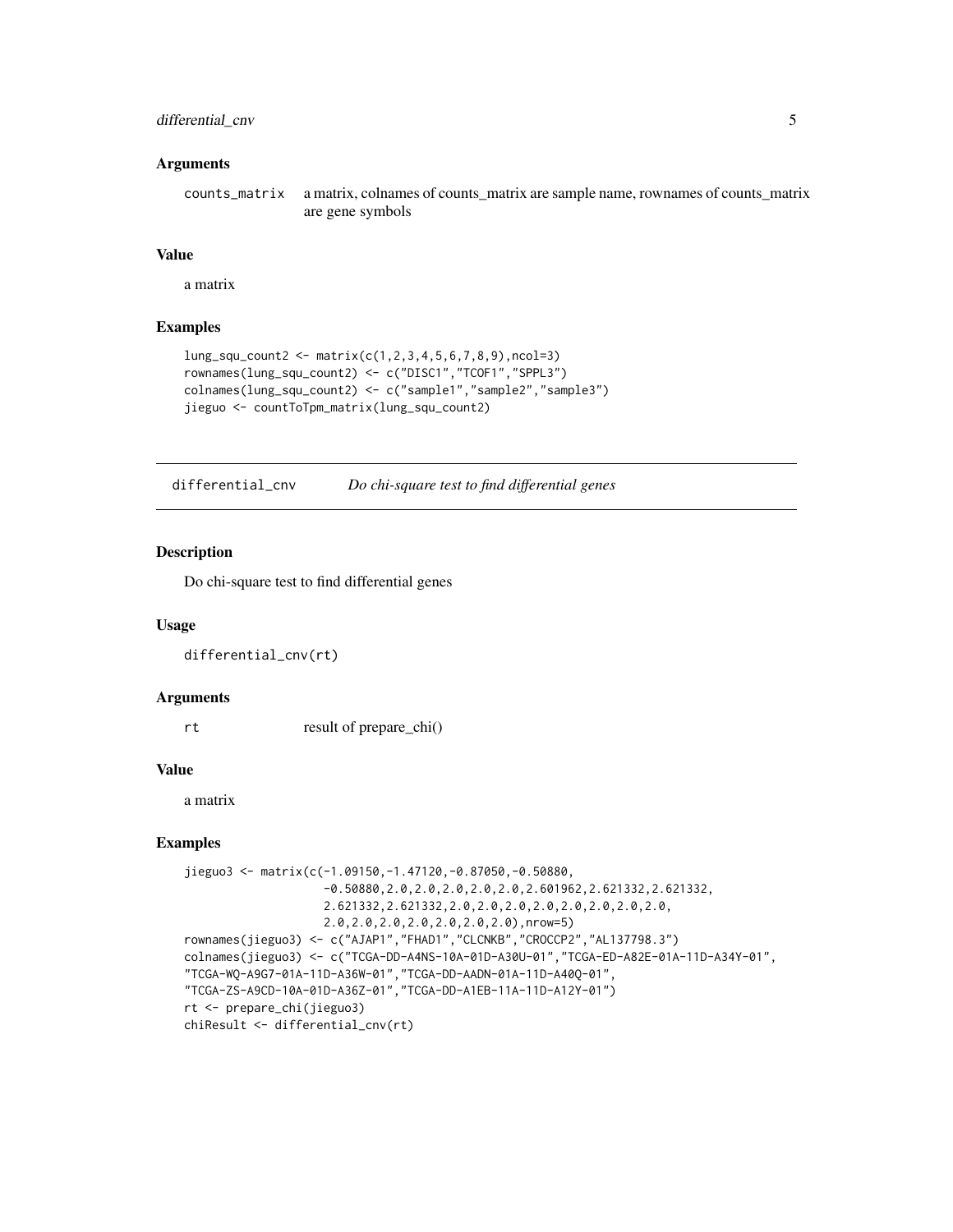### Arguments

counts_matrix    a matrix, colnames of counts_matrix are sample name, rownames of counts_matrix are gene symbols

### Value

a matrix

### Examples

```
lung_squ_count2 <- matrix(c(1,2,3,4,5,6,7,8,9),ncol=3)
rownames(lung_squ_count2) <- c("DISC1","TCOF1","SPPL3")
colnames(lung_squ_count2) <- c("sample1","sample2","sample3")
jieguo <- countToTpm_matrix(lung_squ_count2)
```

---

## differential_cnv    *Do chi-square test to find differential genes*

---

### Description

Do chi-square test to find differential genes

### Usage

```
differential_cnv(rt)
```

### Arguments

rt    result of prepare_chi()

### Value

a matrix

### Examples

```
jieguo3 <- matrix(c(-1.09150,-1.47120,-0.87050,-0.50880,
                    -0.50880,2.0,2.0,2.0,2.0,2.0,2.601962,2.621332,2.621332,
                    2.621332,2.621332,2.0,2.0,2.0,2.0,2.0,2.0,2.0,2.0,
                    2.0,2.0,2.0,2.0,2.0,2.0,2.0,2.0),nrow=5)
rownames(jieguo3) <- c("AJAP1","FHAD1","CLCNKB","CROCCP2","AL137798.3")
colnames(jieguo3) <- c("TCGA-DD-A4NS-10A-01D-A30U-01","TCGA-ED-A82E-01A-11D-A34Y-01",
"TCGA-WQ-A9G7-01A-11D-A36W-01","TCGA-DD-AADN-01A-11D-A40Q-01",
"TCGA-ZS-A9CD-10A-01D-A36Z-01","TCGA-DD-A1EB-11A-11D-A12Y-01")
rt <- prepare_chi(jieguo3)
chiResult <- differential_cnv(rt)
```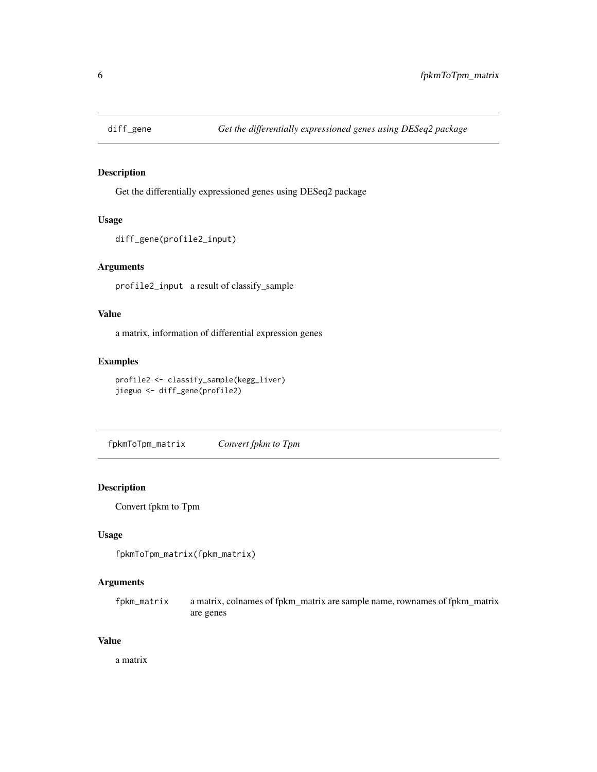## diff_gene — *Get the differentially expressioned genes using DESeq2 package*

### Description

Get the differentially expressioned genes using DESeq2 package

### Usage

```
diff_gene(profile2_input)
```

### Arguments

profile2_input — a result of classify_sample

### Value

a matrix, information of differential expression genes

### Examples

```
profile2 <- classify_sample(kegg_liver)
jieguo <- diff_gene(profile2)
```

## fpkmToTpm_matrix — *Convert fpkm to Tpm*

### Description

Convert fpkm to Tpm

### Usage

```
fpkmToTpm_matrix(fpkm_matrix)
```

### Arguments

fpkm_matrix — a matrix, colnames of fpkm_matrix are sample name, rownames of fpkm_matrix are genes

### Value

a matrix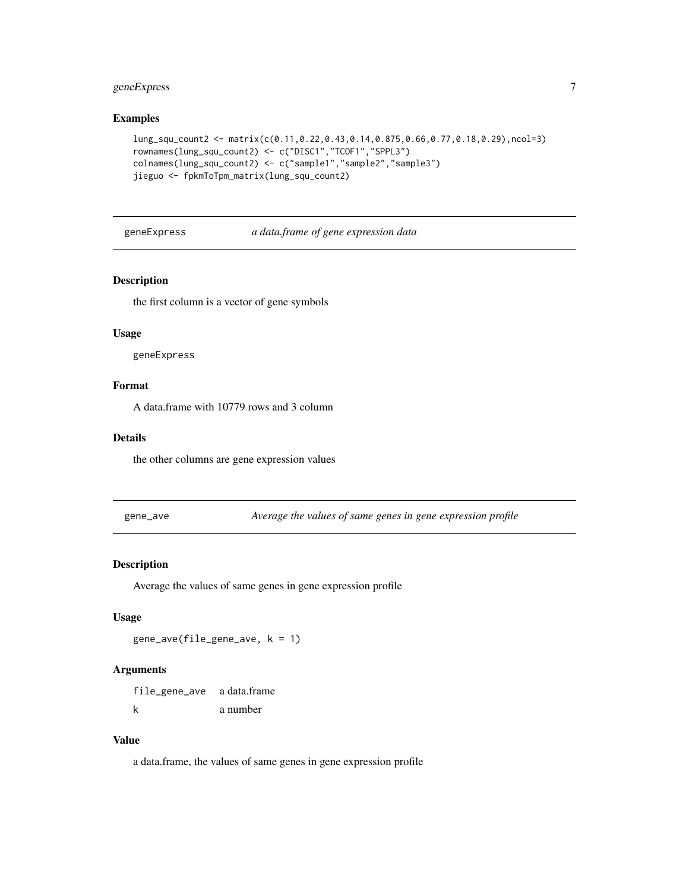### Examples

```
lung_squ_count2 <- matrix(c(0.11,0.22,0.43,0.14,0.875,0.66,0.77,0.18,0.29),ncol=3)
rownames(lung_squ_count2) <- c("DISC1","TCOF1","SPPL3")
colnames(lung_squ_count2) <- c("sample1","sample2","sample3")
jieguo <- fpkmToTpm_matrix(lung_squ_count2)
```

---

## geneExpress *a data.frame of gene expression data*

---

### Description

the first column is a vector of gene symbols

### Usage

```
geneExpress
```

### Format

A data.frame with 10779 rows and 3 column

### Details

the other columns are gene expression values

---

## gene_ave *Average the values of same genes in gene expression profile*

---

### Description

Average the values of same genes in gene expression profile

### Usage

```
gene_ave(file_gene_ave, k = 1)
```

### Arguments

| | |
|---|---|
| `file_gene_ave` | a data.frame |
| `k` | a number |

### Value

a data.frame, the values of same genes in gene expression profile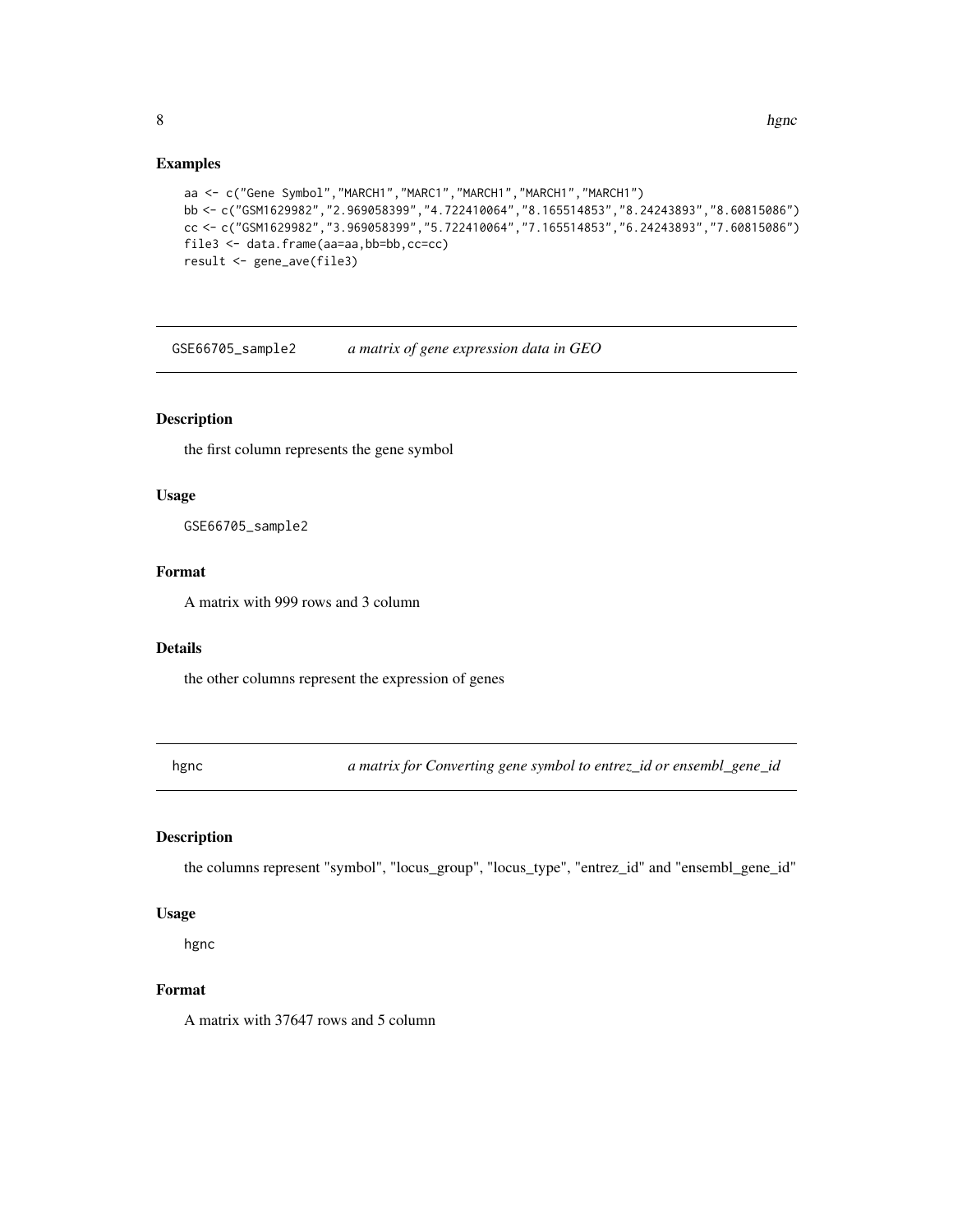## Examples

```
aa <- c("Gene Symbol","MARCH1","MARC1","MARCH1","MARCH1","MARCH1")
bb <- c("GSM1629982","2.969058399","4.722410064","8.165514853","8.24243893","8.60815086")
cc <- c("GSM1629982","3.969058399","5.722410064","7.165514853","6.24243893","7.60815086")
file3 <- data.frame(aa=aa,bb=bb,cc=cc)
result <- gene_ave(file3)
```

---

# GSE66705_sample2 *a matrix of gene expression data in GEO*

## Description

the first column represents the gene symbol

## Usage

```
GSE66705_sample2
```

## Format

A matrix with 999 rows and 3 column

## Details

the other columns represent the expression of genes

---

# hgnc *a matrix for Converting gene symbol to entrez_id or ensembl_gene_id*

## Description

the columns represent "symbol", "locus_group", "locus_type", "entrez_id" and "ensembl_gene_id"

## Usage

```
hgnc
```

## Format

A matrix with 37647 rows and 5 column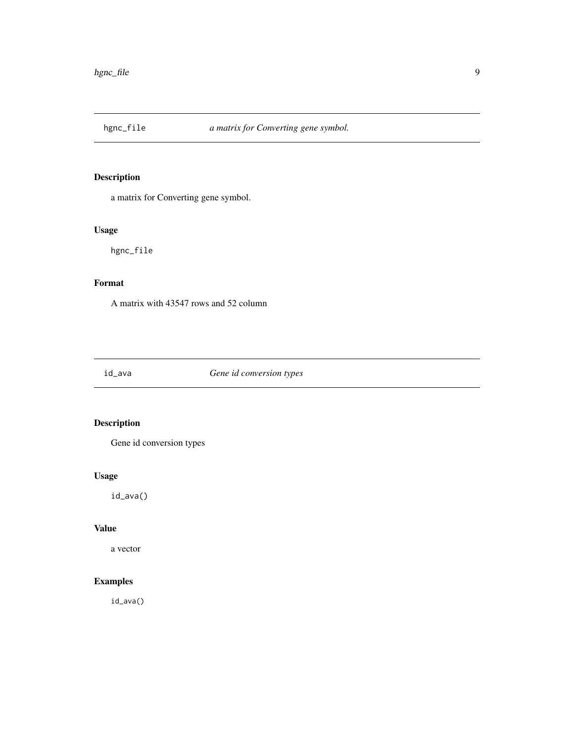## hgnc_file *a matrix for Converting gene symbol.*

### Description

a matrix for Converting gene symbol.

### Usage

```
hgnc_file
```

### Format

A matrix with 43547 rows and 52 column

## id_ava *Gene id conversion types*

### Description

Gene id conversion types

### Usage

```
id_ava()
```

### Value

a vector

### Examples

```
id_ava()
```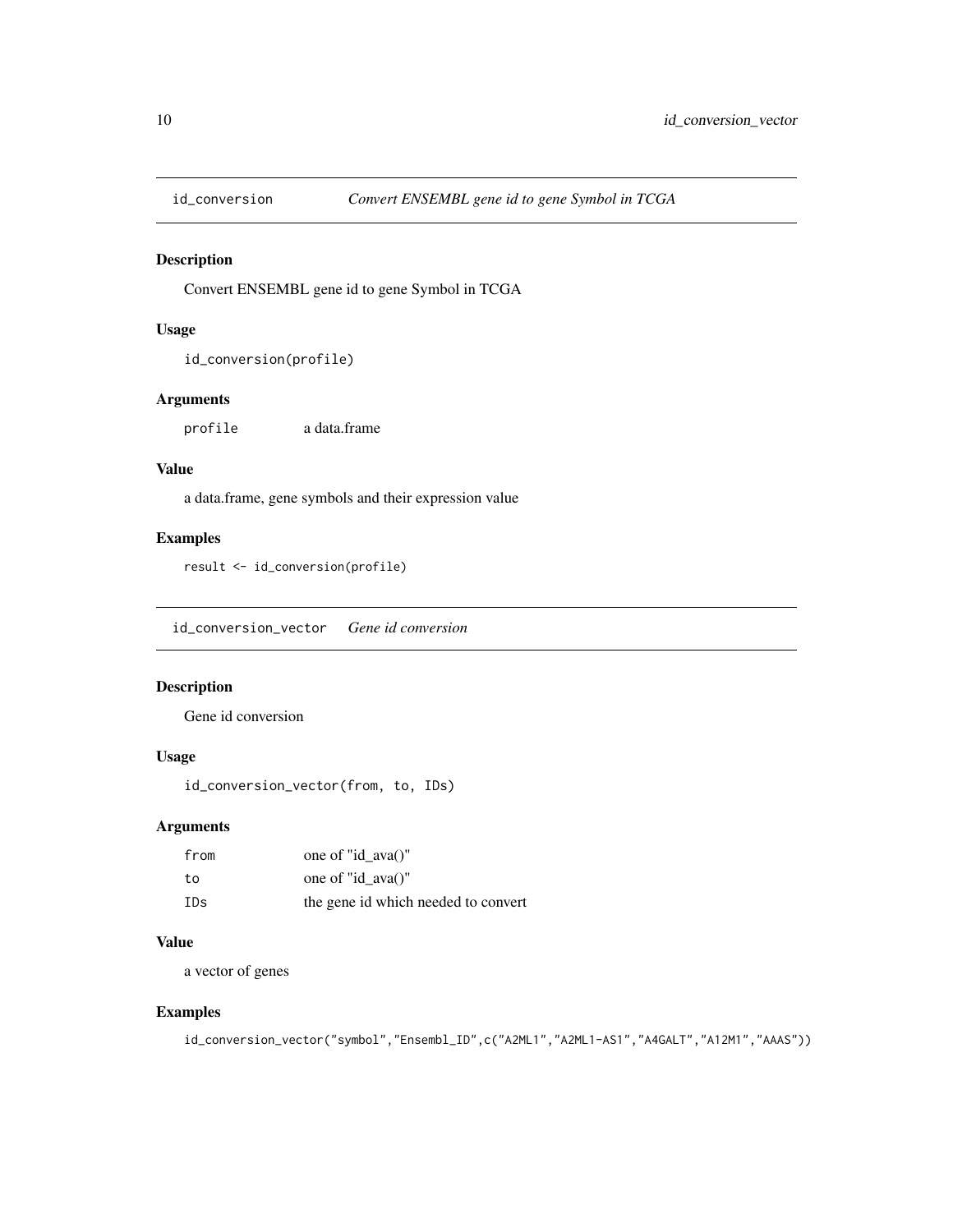## id_conversion    *Convert ENSEMBL gene id to gene Symbol in TCGA*

### Description

Convert ENSEMBL gene id to gene Symbol in TCGA

### Usage

```
id_conversion(profile)
```

### Arguments

| | |
|---|---|
| profile | a data.frame |

### Value

a data.frame, gene symbols and their expression value

### Examples

```
result <- id_conversion(profile)
```

## id_conversion_vector    *Gene id conversion*

### Description

Gene id conversion

### Usage

```
id_conversion_vector(from, to, IDs)
```

### Arguments

| | |
|---|---|
| from | one of "id_ava()" |
| to | one of "id_ava()" |
| IDs | the gene id which needed to convert |

### Value

a vector of genes

### Examples

```
id_conversion_vector("symbol","Ensembl_ID",c("A2ML1","A2ML1-AS1","A4GALT","A12M1","AAAS"))
```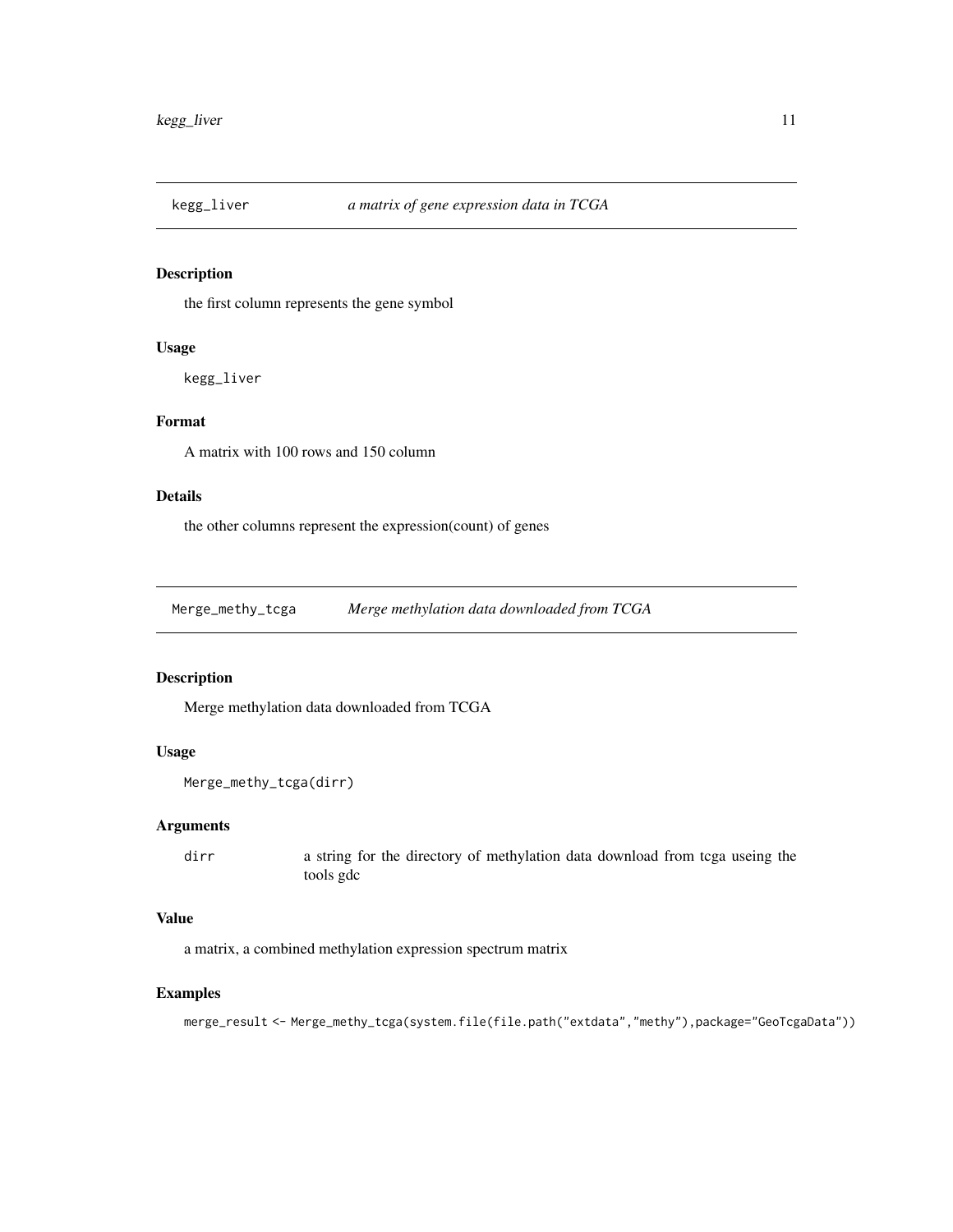## kegg_liver    *a matrix of gene expression data in TCGA*

### Description

the first column represents the gene symbol

### Usage

```
kegg_liver
```

### Format

A matrix with 100 rows and 150 column

### Details

the other columns represent the expression(count) of genes

## Merge_methy_tcga    *Merge methylation data downloaded from TCGA*

### Description

Merge methylation data downloaded from TCGA

### Usage

```
Merge_methy_tcga(dirr)
```

### Arguments

| | |
|---|---|
| dirr | a string for the directory of methylation data download from tcga useing the tools gdc |

### Value

a matrix, a combined methylation expression spectrum matrix

### Examples

```
merge_result <- Merge_methy_tcga(system.file(file.path("extdata","methy"),package="GeoTcgaData"))
```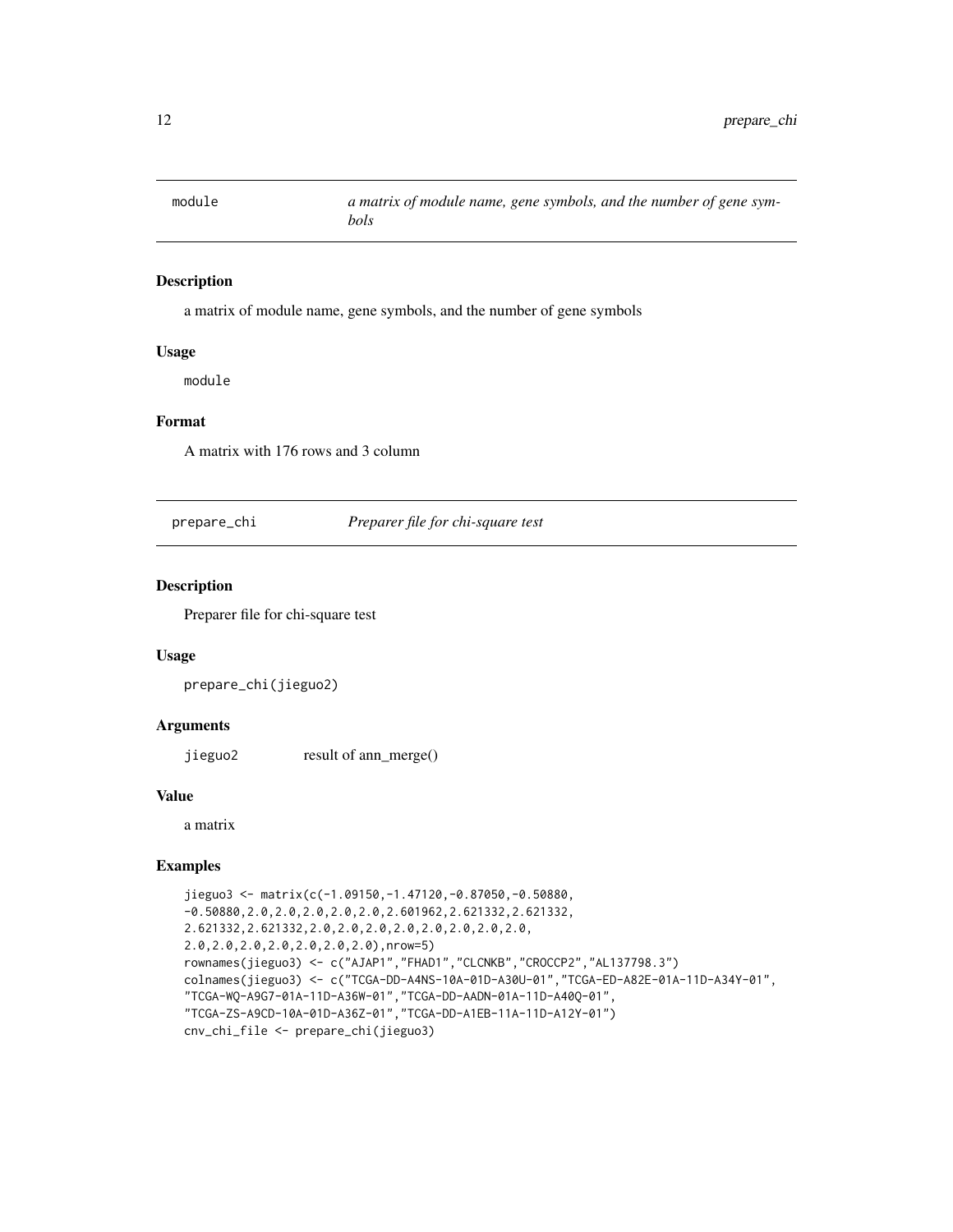## module — *a matrix of module name, gene symbols, and the number of gene symbols*

### Description

a matrix of module name, gene symbols, and the number of gene symbols

### Usage

```
module
```

### Format

A matrix with 176 rows and 3 column

## prepare_chi — *Preparer file for chi-square test*

### Description

Preparer file for chi-square test

### Usage

```
prepare_chi(jieguo2)
```

### Arguments

| | |
|---|---|
| jieguo2 | result of ann_merge() |

### Value

a matrix

### Examples

```
jieguo3 <- matrix(c(-1.09150,-1.47120,-0.87050,-0.50880,
-0.50880,2.0,2.0,2.0,2.0,2.0,2.601962,2.621332,2.621332,
2.621332,2.621332,2.0,2.0,2.0,2.0,2.0,2.0,2.0,2.0,
2.0,2.0,2.0,2.0,2.0,2.0,2.0,2.0),nrow=5)
rownames(jieguo3) <- c("AJAP1","FHAD1","CLCNKB","CROCCP2","AL137798.3")
colnames(jieguo3) <- c("TCGA-DD-A4NS-10A-01D-A30U-01","TCGA-ED-A82E-01A-11D-A34Y-01",
"TCGA-WQ-A9G7-01A-11D-A36W-01","TCGA-DD-AADN-01A-11D-A40Q-01",
"TCGA-ZS-A9CD-10A-01D-A36Z-01","TCGA-DD-A1EB-11A-11D-A12Y-01")
cnv_chi_file <- prepare_chi(jieguo3)
```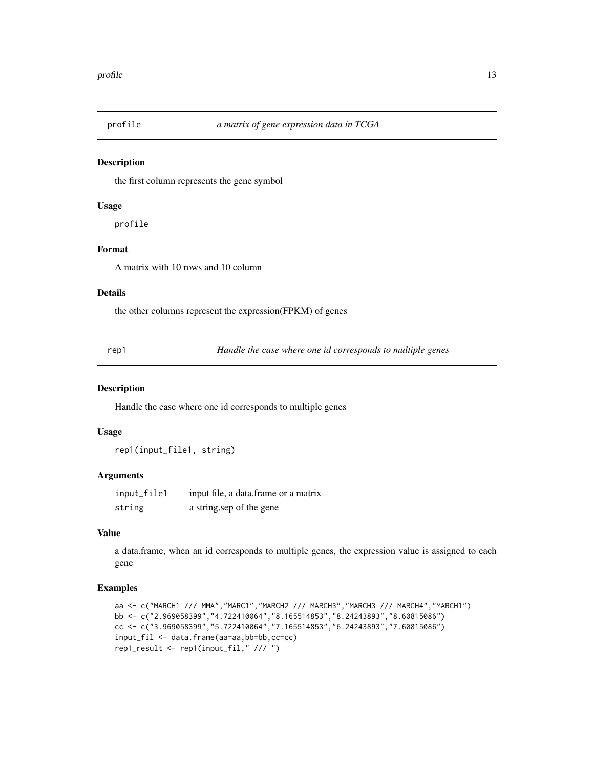## profile — *a matrix of gene expression data in TCGA*

### Description

the first column represents the gene symbol

### Usage

```
profile
```

### Format

A matrix with 10 rows and 10 column

### Details

the other columns represent the expression(FPKM) of genes

## rep1 — *Handle the case where one id corresponds to multiple genes*

### Description

Handle the case where one id corresponds to multiple genes

### Usage

```
rep1(input_file1, string)
```

### Arguments

| | |
|---|---|
| input_file1 | input file, a data.frame or a matrix |
| string | a string,sep of the gene |

### Value

a data.frame, when an id corresponds to multiple genes, the expression value is assigned to each gene

### Examples

```
aa <- c("MARCH1 /// MMA","MARC1","MARCH2 /// MARCH3","MARCH3 /// MARCH4","MARCH1")
bb <- c("2.969058399","4.722410064","8.165514853","8.24243893","8.60815086")
cc <- c("3.969058399","5.722410064","7.165514853","6.24243893","7.60815086")
input_fil <- data.frame(aa=aa,bb=bb,cc=cc)
rep1_result <- rep1(input_fil," /// ")
```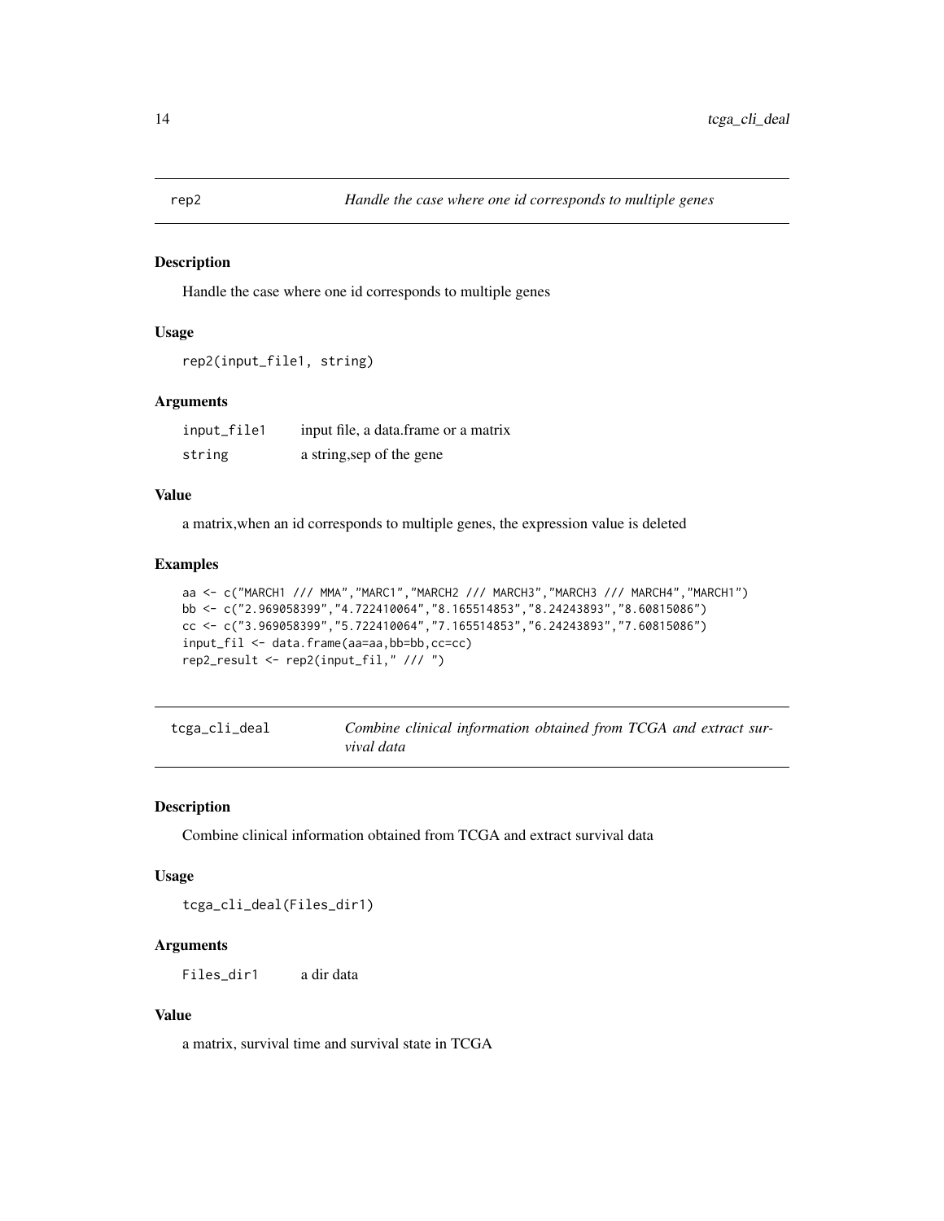## rep2 — *Handle the case where one id corresponds to multiple genes*

### Description

Handle the case where one id corresponds to multiple genes

### Usage

```
rep2(input_file1, string)
```

### Arguments

| | |
|---|---|
| input_file1 | input file, a data.frame or a matrix |
| string | a string,sep of the gene |

### Value

a matrix,when an id corresponds to multiple genes, the expression value is deleted

### Examples

```
aa <- c("MARCH1 /// MMA","MARC1","MARCH2 /// MARCH3","MARCH3 /// MARCH4","MARCH1")
bb <- c("2.969058399","4.722410064","8.165514853","8.24243893","8.60815086")
cc <- c("3.969058399","5.722410064","7.165514853","6.24243893","7.60815086")
input_fil <- data.frame(aa=aa,bb=bb,cc=cc)
rep2_result <- rep2(input_fil," /// ")
```

## tcga_cli_deal — *Combine clinical information obtained from TCGA and extract survival data*

### Description

Combine clinical information obtained from TCGA and extract survival data

### Usage

```
tcga_cli_deal(Files_dir1)
```

### Arguments

| | |
|---|---|
| Files_dir1 | a dir data |

### Value

a matrix, survival time and survival state in TCGA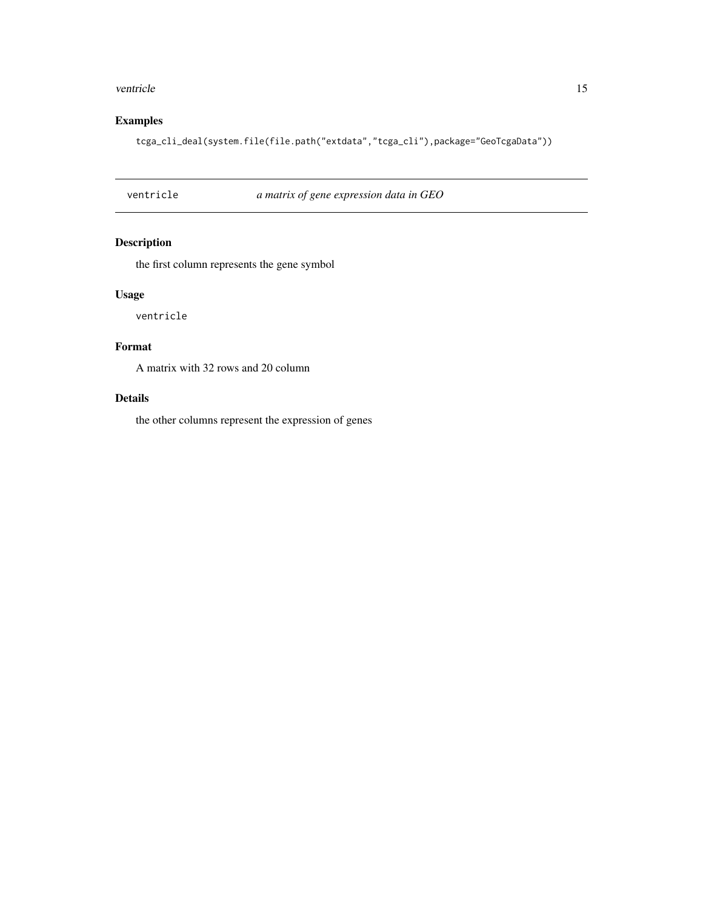## Examples

```
tcga_cli_deal(system.file(file.path("extdata","tcga_cli"),package="GeoTcgaData"))
```

---

ventricle *a matrix of gene expression data in GEO*

---

## Description

the first column represents the gene symbol

## Usage

```
ventricle
```

## Format

A matrix with 32 rows and 20 column

## Details

the other columns represent the expression of genes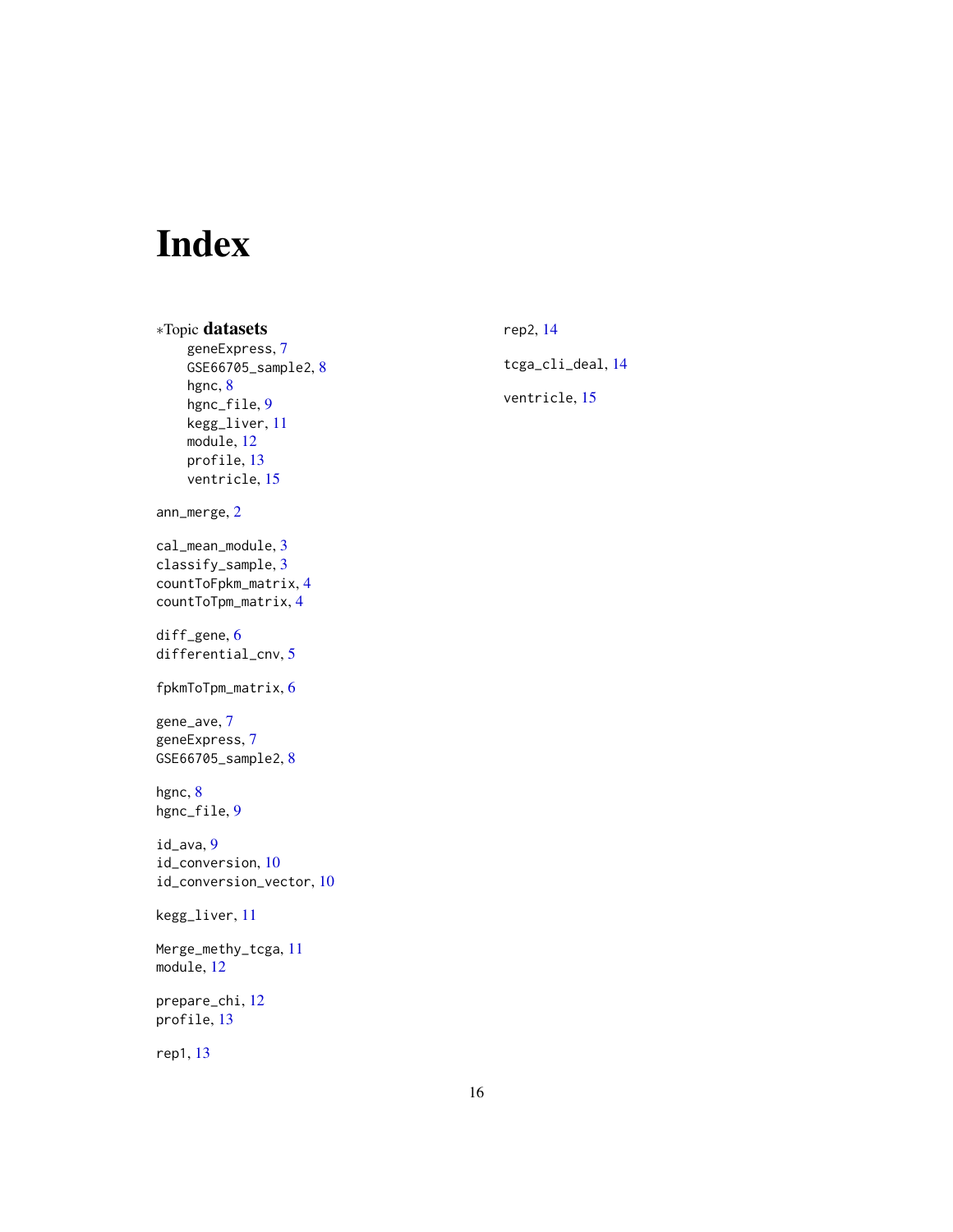# Index

*Topic **datasets**
- geneExpress, 7
- GSE66705_sample2, 8
- hgnc, 8
- hgnc_file, 9
- kegg_liver, 11
- module, 12
- profile, 13
- ventricle, 15

ann_merge, 2

cal_mean_module, 3
classify_sample, 3
countToFpkm_matrix, 4
countToTpm_matrix, 4

diff_gene, 6
differential_cnv, 5

fpkmToTpm_matrix, 6

gene_ave, 7
geneExpress, 7
GSE66705_sample2, 8

hgnc, 8
hgnc_file, 9

id_ava, 9
id_conversion, 10
id_conversion_vector, 10

kegg_liver, 11

Merge_methy_tcga, 11
module, 12

prepare_chi, 12
profile, 13

rep1, 13
rep2, 14

tcga_cli_deal, 14

ventricle, 15